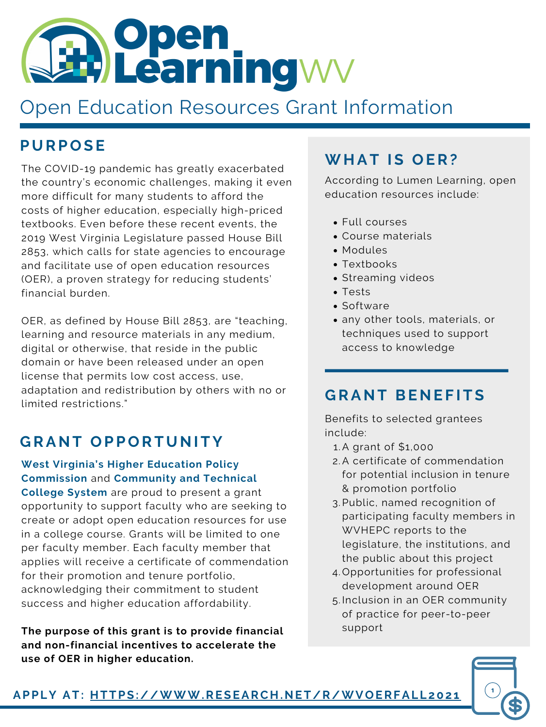# Open LearningWV

## Open Education Resources Grant Information

## PURPOSE

The COVID-19 pandemic has greatly exacerbated the country's economic challenges, making it even more difficult for many students to afford the costs of higher education, especially high-priced textbooks. Even before these recent events, the 2019 West Virginia Legislature passed House Bill 2853, which calls for state agencies to encourage and facilitate use of open education resources (OER), a proven strategy for reducing students' financial burden.

OER, as defined by House Bill 2853, are "teaching, learning and resource materials in any medium, digital or otherwise, that reside in the public domain or have been released under an open license that permits low cost access, use, adaptation and redistribution by others with no or limited restrictions."

## GRANT OPPORTUNITY

**West Virginia's Higher Education Policy Commission** and **Community and Technical College System** are proud to present a grant opportunity to support faculty who are seeking to create or adopt open education resources for use in a college course. Grants will be limited to one per faculty member. Each faculty member that applies will receive a certificate of commendation for their promotion and tenure portfolio, acknowledging their commitment to student success and higher education affordability.

**The purpose of this grant is to provide financial and non-financial incentives to accelerate the use of OER in higher education.**

## WHAT IS OER?

According to Lumen Learning, open education resources include:

- Full courses
- Course materials
- Modules
- Textbooks
- Streaming videos
- Tests
- Software
- any other tools, materials, or techniques used to support access to knowledge

## GRANT BENEFITS

Benefits to selected grantees include:

1. A grant of $1,000
2. A certificate of commendation for potential inclusion in tenure & promotion portfolio
3. Public, named recognition of participating faculty members in WVHEPC reports to the legislature, the institutions, and the public about this project
4. Opportunities for professional development around OER
5. Inclusion in an OER community of practice for peer-to-peer support

**APPLY AT: HTTPS://WWW.RESEARCH.NET/R/WVOERFALL2021**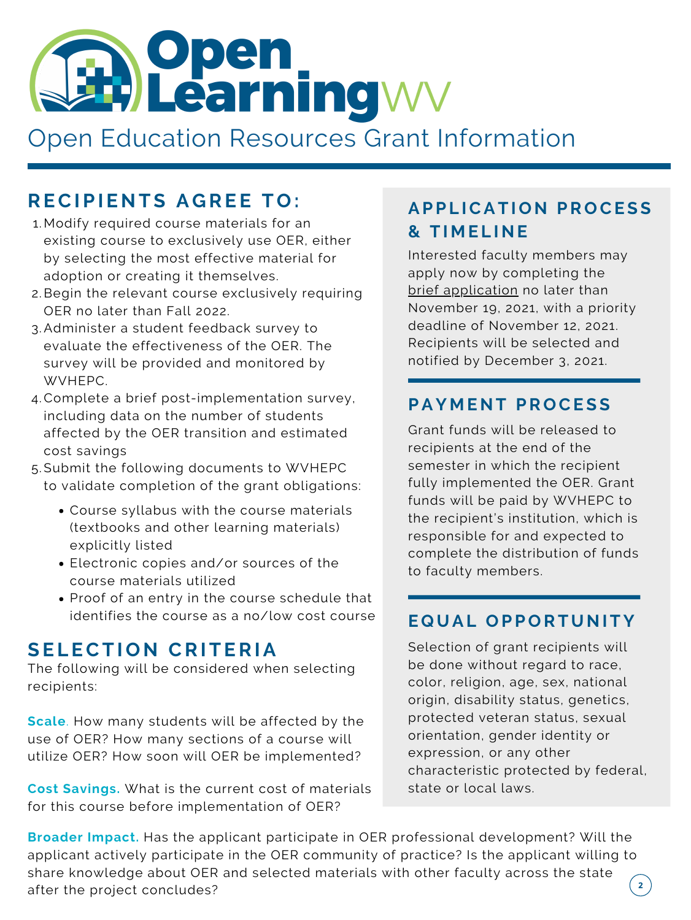# Open Learning WV

## Open Education Resources Grant Information

## RECIPIENTS AGREE TO:

1. Modify required course materials for an existing course to exclusively use OER, either by selecting the most effective material for adoption or creating it themselves.
2. Begin the relevant course exclusively requiring OER no later than Fall 2022.
3. Administer a student feedback survey to evaluate the effectiveness of the OER. The survey will be provided and monitored by WVHEPC.
4. Complete a brief post-implementation survey, including data on the number of students affected by the OER transition and estimated cost savings
5. Submit the following documents to WVHEPC to validate completion of the grant obligations:
    - Course syllabus with the course materials (textbooks and other learning materials) explicitly listed
    - Electronic copies and/or sources of the course materials utilized
    - Proof of an entry in the course schedule that identifies the course as a no/low cost course

## SELECTION CRITERIA

The following will be considered when selecting recipients:

**Scale**. How many students will be affected by the use of OER? How many sections of a course will utilize OER? How soon will OER be implemented?

**Cost Savings.** What is the current cost of materials for this course before implementation of OER?

**Broader Impact.** Has the applicant participate in OER professional development? Will the applicant actively participate in the OER community of practice? Is the applicant willing to share knowledge about OER and selected materials with other faculty across the state after the project concludes?

## APPLICATION PROCESS & TIMELINE

Interested faculty members may apply now by completing the brief application no later than November 19, 2021, with a priority deadline of November 12, 2021. Recipients will be selected and notified by December 3, 2021.

## PAYMENT PROCESS

Grant funds will be released to recipients at the end of the semester in which the recipient fully implemented the OER. Grant funds will be paid by WVHEPC to the recipient's institution, which is responsible for and expected to complete the distribution of funds to faculty members.

## EQUAL OPPORTUNITY

Selection of grant recipients will be done without regard to race, color, religion, age, sex, national origin, disability status, genetics, protected veteran status, sexual orientation, gender identity or expression, or any other characteristic protected by federal, state or local laws.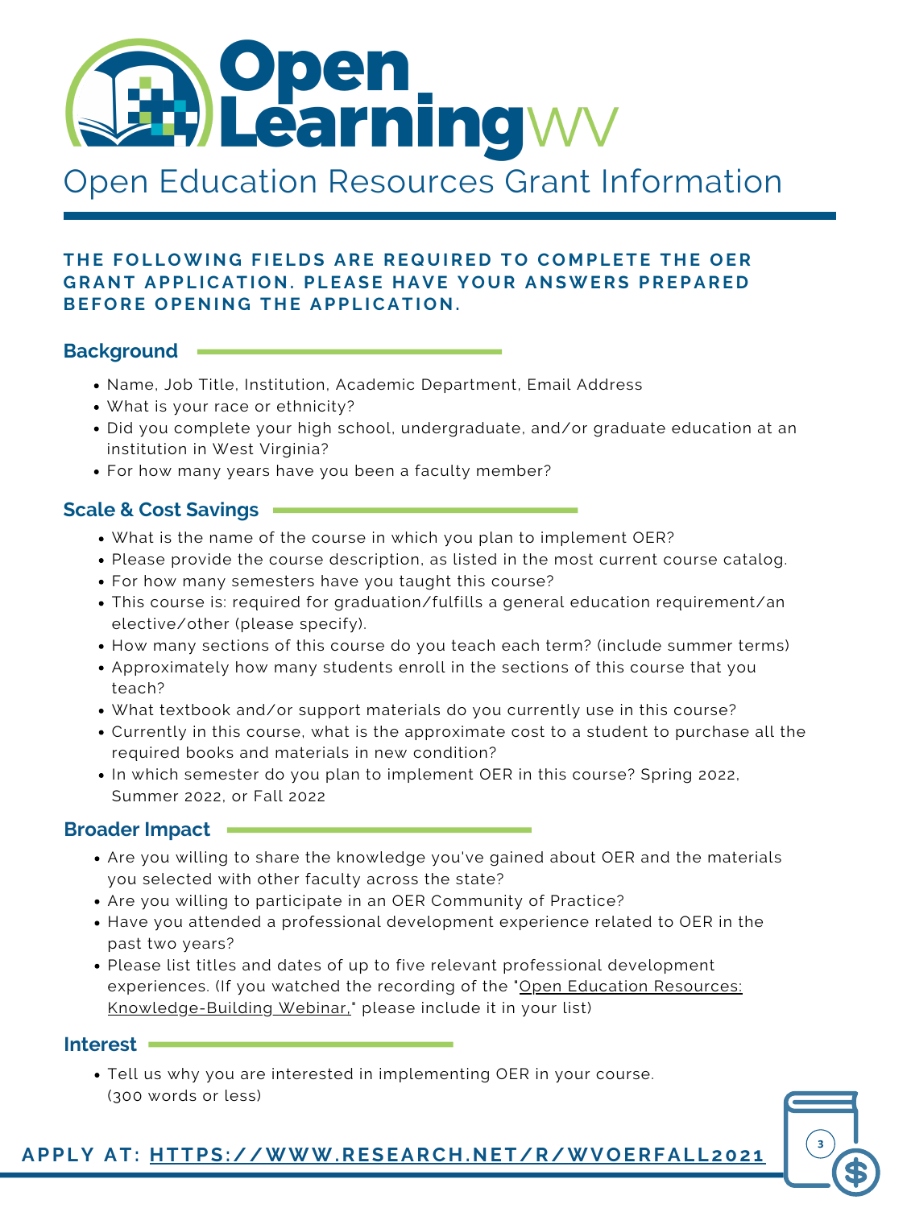# Open Learning WV

## Open Education Resources Grant Information

**THE FOLLOWING FIELDS ARE REQUIRED TO COMPLETE THE OER GRANT APPLICATION. PLEASE HAVE YOUR ANSWERS PREPARED BEFORE OPENING THE APPLICATION.**

### Background

- Name, Job Title, Institution, Academic Department, Email Address
- What is your race or ethnicity?
- Did you complete your high school, undergraduate, and/or graduate education at an institution in West Virginia?
- For how many years have you been a faculty member?

### Scale & Cost Savings

- What is the name of the course in which you plan to implement OER?
- Please provide the course description, as listed in the most current course catalog.
- For how many semesters have you taught this course?
- This course is: required for graduation/fulfills a general education requirement/an elective/other (please specify).
- How many sections of this course do you teach each term? (include summer terms)
- Approximately how many students enroll in the sections of this course that you teach?
- What textbook and/or support materials do you currently use in this course?
- Currently in this course, what is the approximate cost to a student to purchase all the required books and materials in new condition?
- In which semester do you plan to implement OER in this course? Spring 2022, Summer 2022, or Fall 2022

### Broader Impact

- Are you willing to share the knowledge you've gained about OER and the materials you selected with other faculty across the state?
- Are you willing to participate in an OER Community of Practice?
- Have you attended a professional development experience related to OER in the past two years?
- Please list titles and dates of up to five relevant professional development experiences. (If you watched the recording of the "Open Education Resources: Knowledge-Building Webinar," please include it in your list)

### Interest

- Tell us why you are interested in implementing OER in your course. (300 words or less)

**APPLY AT: HTTPS://WWW.RESEARCH.NET/R/WVOERFALL2021**